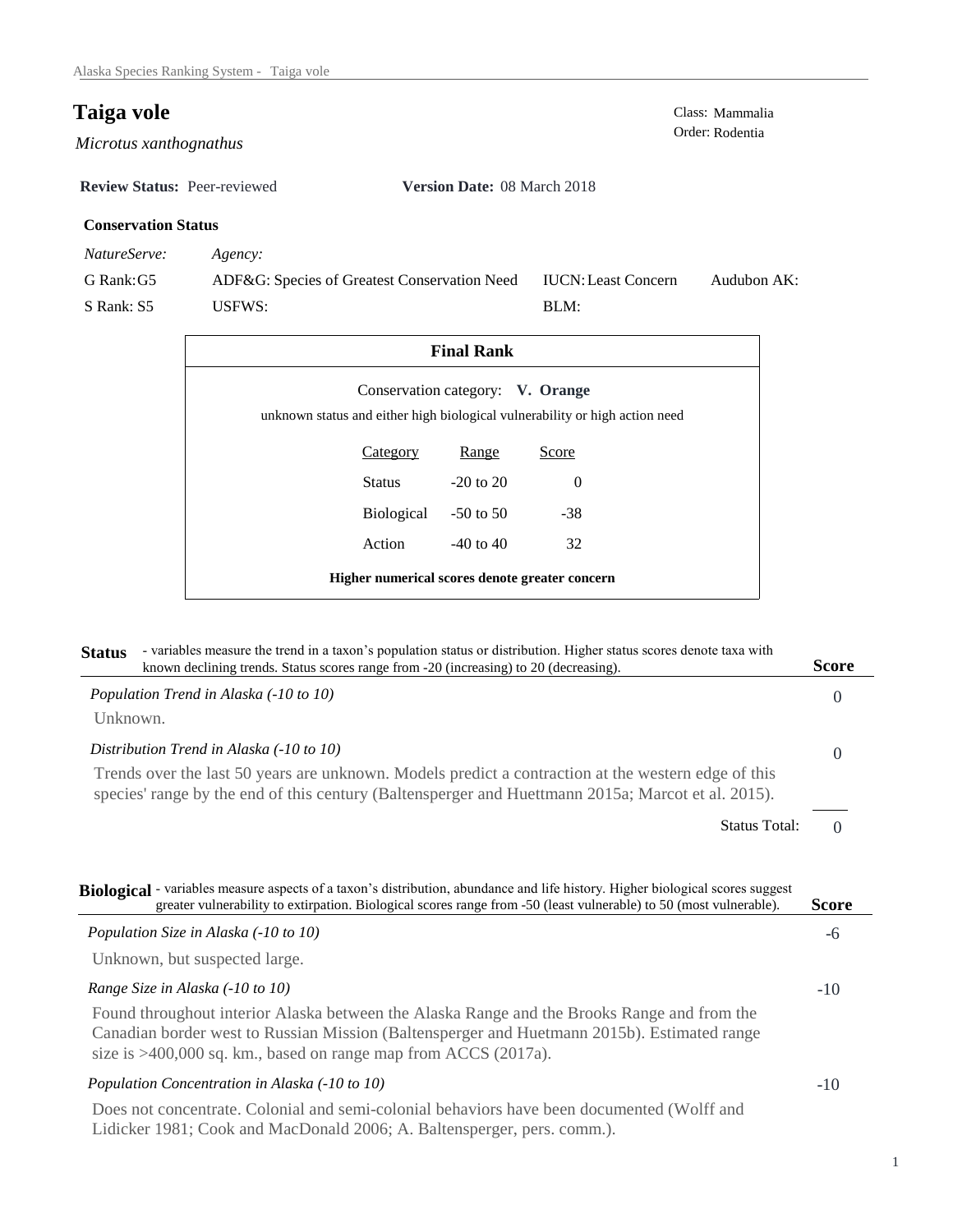# Taiga vole

*Microtus xanthognathus*

Class: Mammalia
Order: Rodentia

**Review Status:** Peer-reviewed **Version Date:** 08 March 2018

### Conservation Status

| *NatureServe:* | *Agency:* | | |
|---|---|---|---|
| G Rank: G5 | ADF&G: Species of Greatest Conservation Need | IUCN: Least Concern | Audubon AK: |
| S Rank: S5 | USFWS: | BLM: | |

### Final Rank

Conservation category: **V. Orange**

unknown status and either high biological vulnerability or high action need

| Category | Range | Score |
|---|---|---|
| Status | -20 to 20 | 0 |
| Biological | -50 to 50 | -38 |
| Action | -40 to 40 | 32 |

**Higher numerical scores denote greater concern**

## Status

- variables measure the trend in a taxon's population status or distribution. Higher status scores denote taxa with known declining trends. Status scores range from -20 (increasing) to 20 (decreasing).

**Score**

*Population Trend in Alaska (-10 to 10)* — 0

Unknown.

*Distribution Trend in Alaska (-10 to 10)* — 0

Trends over the last 50 years are unknown. Models predict a contraction at the western edge of this species' range by the end of this century (Baltensperger and Huettmann 2015a; Marcot et al. 2015).

Status Total: 0

## Biological

- variables measure aspects of a taxon's distribution, abundance and life history. Higher biological scores suggest greater vulnerability to extirpation. Biological scores range from -50 (least vulnerable) to 50 (most vulnerable).

**Score**

*Population Size in Alaska (-10 to 10)* — -6

Unknown, but suspected large.

*Range Size in Alaska (-10 to 10)* — -10

Found throughout interior Alaska between the Alaska Range and the Brooks Range and from the Canadian border west to Russian Mission (Baltensperger and Huettmann 2015b). Estimated range size is >400,000 sq. km., based on range map from ACCS (2017a).

*Population Concentration in Alaska (-10 to 10)* — -10

Does not concentrate. Colonial and semi-colonial behaviors have been documented (Wolff and Lidicker 1981; Cook and MacDonald 2006; A. Baltensperger, pers. comm.).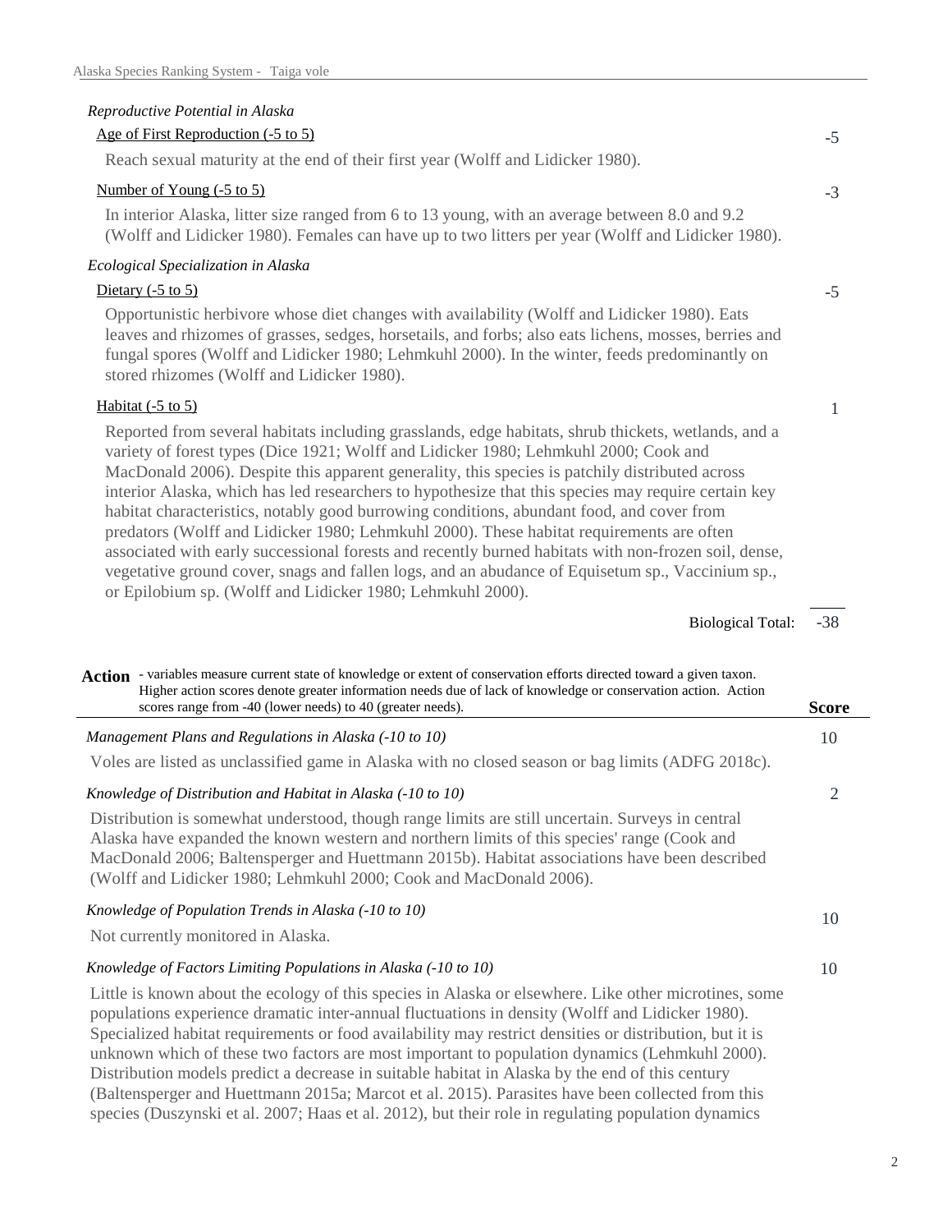*Reproductive Potential in Alaska*

Age of First Reproduction (-5 to 5) — **-5**

Reach sexual maturity at the end of their first year (Wolff and Lidicker 1980).

Number of Young (-5 to 5) — **-3**

In interior Alaska, litter size ranged from 6 to 13 young, with an average between 8.0 and 9.2 (Wolff and Lidicker 1980). Females can have up to two litters per year (Wolff and Lidicker 1980).

*Ecological Specialization in Alaska*

Dietary (-5 to 5) — **-5**

Opportunistic herbivore whose diet changes with availability (Wolff and Lidicker 1980). Eats leaves and rhizomes of grasses, sedges, horsetails, and forbs; also eats lichens, mosses, berries and fungal spores (Wolff and Lidicker 1980; Lehmkuhl 2000). In the winter, feeds predominantly on stored rhizomes (Wolff and Lidicker 1980).

Habitat (-5 to 5) — **1**

Reported from several habitats including grasslands, edge habitats, shrub thickets, wetlands, and a variety of forest types (Dice 1921; Wolff and Lidicker 1980; Lehmkuhl 2000; Cook and MacDonald 2006). Despite this apparent generality, this species is patchily distributed across interior Alaska, which has led researchers to hypothesize that this species may require certain key habitat characteristics, notably good burrowing conditions, abundant food, and cover from predators (Wolff and Lidicker 1980; Lehmkuhl 2000). These habitat requirements are often associated with early successional forests and recently burned habitats with non-frozen soil, dense, vegetative ground cover, snags and fallen logs, and an abudance of Equisetum sp., Vaccinium sp., or Epilobium sp. (Wolff and Lidicker 1980; Lehmkuhl 2000).

Biological Total: **-38**

**Action** - variables measure current state of knowledge or extent of conservation efforts directed toward a given taxon. Higher action scores denote greater information needs due of lack of knowledge or conservation action. Action scores range from -40 (lower needs) to 40 (greater needs). — **Score**

*Management Plans and Regulations in Alaska (-10 to 10)* — **10**

Voles are listed as unclassified game in Alaska with no closed season or bag limits (ADFG 2018c).

*Knowledge of Distribution and Habitat in Alaska (-10 to 10)* — **2**

Distribution is somewhat understood, though range limits are still uncertain. Surveys in central Alaska have expanded the known western and northern limits of this species' range (Cook and MacDonald 2006; Baltensperger and Huettmann 2015b). Habitat associations have been described (Wolff and Lidicker 1980; Lehmkuhl 2000; Cook and MacDonald 2006).

*Knowledge of Population Trends in Alaska (-10 to 10)* — **10**

Not currently monitored in Alaska.

*Knowledge of Factors Limiting Populations in Alaska (-10 to 10)* — **10**

Little is known about the ecology of this species in Alaska or elsewhere. Like other microtines, some populations experience dramatic inter-annual fluctuations in density (Wolff and Lidicker 1980). Specialized habitat requirements or food availability may restrict densities or distribution, but it is unknown which of these two factors are most important to population dynamics (Lehmkuhl 2000). Distribution models predict a decrease in suitable habitat in Alaska by the end of this century (Baltensperger and Huettmann 2015a; Marcot et al. 2015). Parasites have been collected from this species (Duszynski et al. 2007; Haas et al. 2012), but their role in regulating population dynamics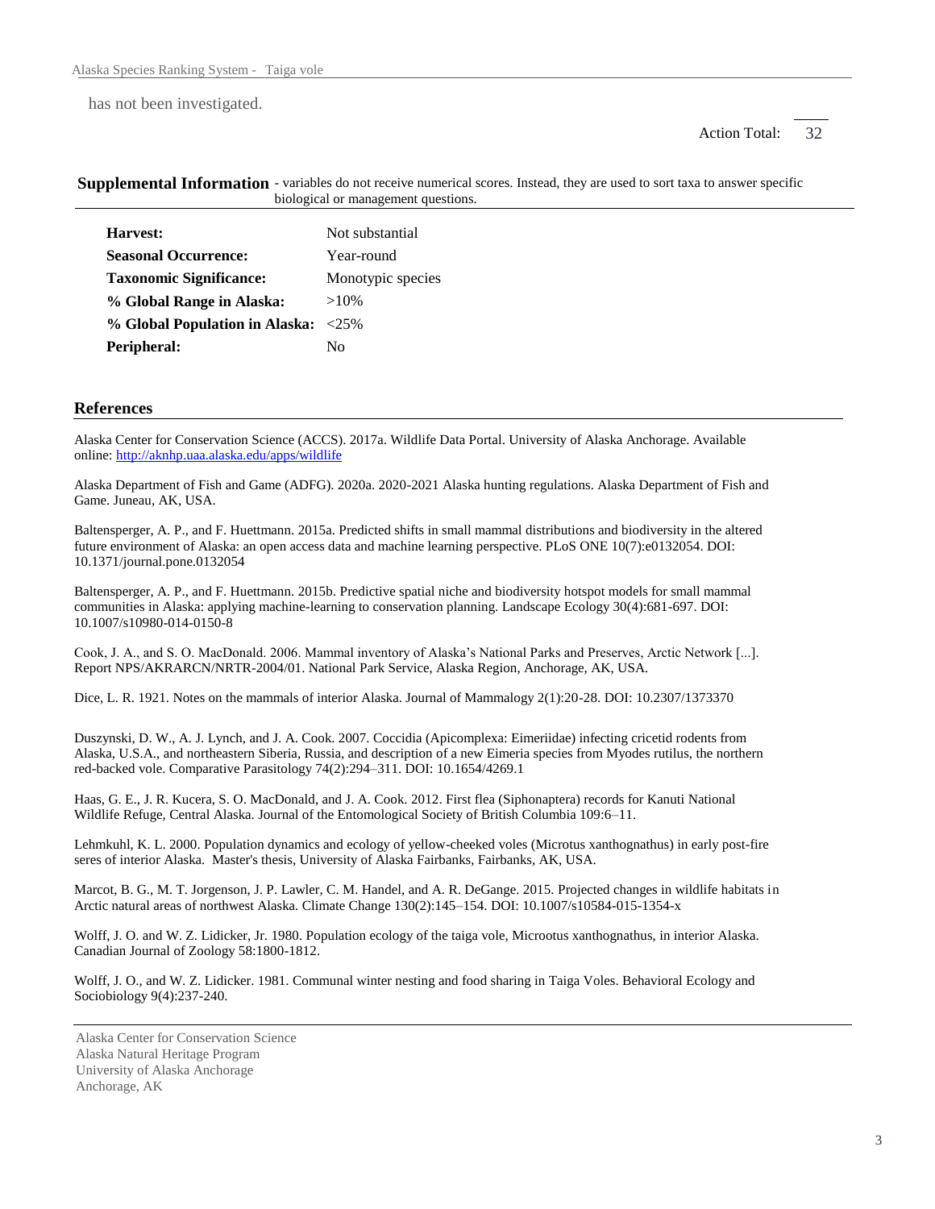has not been investigated.

Action Total: 32

## Supplemental Information

- variables do not receive numerical scores. Instead, they are used to sort taxa to answer specific biological or management questions.

| | |
|---|---|
| **Harvest:** | Not substantial |
| **Seasonal Occurrence:** | Year-round |
| **Taxonomic Significance:** | Monotypic species |
| **% Global Range in Alaska:** | >10% |
| **% Global Population in Alaska:** | <25% |
| **Peripheral:** | No |

## References

Alaska Center for Conservation Science (ACCS). 2017a. Wildlife Data Portal. University of Alaska Anchorage. Available online: http://aknhp.uaa.alaska.edu/apps/wildlife

Alaska Department of Fish and Game (ADFG). 2020a. 2020-2021 Alaska hunting regulations. Alaska Department of Fish and Game. Juneau, AK, USA.

Baltensperger, A. P., and F. Huettmann. 2015a. Predicted shifts in small mammal distributions and biodiversity in the altered future environment of Alaska: an open access data and machine learning perspective. PLoS ONE 10(7):e0132054. DOI: 10.1371/journal.pone.0132054

Baltensperger, A. P., and F. Huettmann. 2015b. Predictive spatial niche and biodiversity hotspot models for small mammal communities in Alaska: applying machine-learning to conservation planning. Landscape Ecology 30(4):681-697. DOI: 10.1007/s10980-014-0150-8

Cook, J. A., and S. O. MacDonald. 2006. Mammal inventory of Alaska's National Parks and Preserves, Arctic Network [...]. Report NPS/AKRARCN/NRTR-2004/01. National Park Service, Alaska Region, Anchorage, AK, USA.

Dice, L. R. 1921. Notes on the mammals of interior Alaska. Journal of Mammalogy 2(1):20-28. DOI: 10.2307/1373370

Duszynski, D. W., A. J. Lynch, and J. A. Cook. 2007. Coccidia (Apicomplexa: Eimeriidae) infecting cricetid rodents from Alaska, U.S.A., and northeastern Siberia, Russia, and description of a new Eimeria species from Myodes rutilus, the northern red-backed vole. Comparative Parasitology 74(2):294–311. DOI: 10.1654/4269.1

Haas, G. E., J. R. Kucera, S. O. MacDonald, and J. A. Cook. 2012. First flea (Siphonaptera) records for Kanuti National Wildlife Refuge, Central Alaska. Journal of the Entomological Society of British Columbia 109:6–11.

Lehmkuhl, K. L. 2000. Population dynamics and ecology of yellow-cheeked voles (Microtus xanthognathus) in early post-fire seres of interior Alaska. Master's thesis, University of Alaska Fairbanks, Fairbanks, AK, USA.

Marcot, B. G., M. T. Jorgenson, J. P. Lawler, C. M. Handel, and A. R. DeGange. 2015. Projected changes in wildlife habitats in Arctic natural areas of northwest Alaska. Climate Change 130(2):145–154. DOI: 10.1007/s10584-015-1354-x

Wolff, J. O. and W. Z. Lidicker, Jr. 1980. Population ecology of the taiga vole, Microotus xanthognathus, in interior Alaska. Canadian Journal of Zoology 58:1800-1812.

Wolff, J. O., and W. Z. Lidicker. 1981. Communal winter nesting and food sharing in Taiga Voles. Behavioral Ecology and Sociobiology 9(4):237-240.